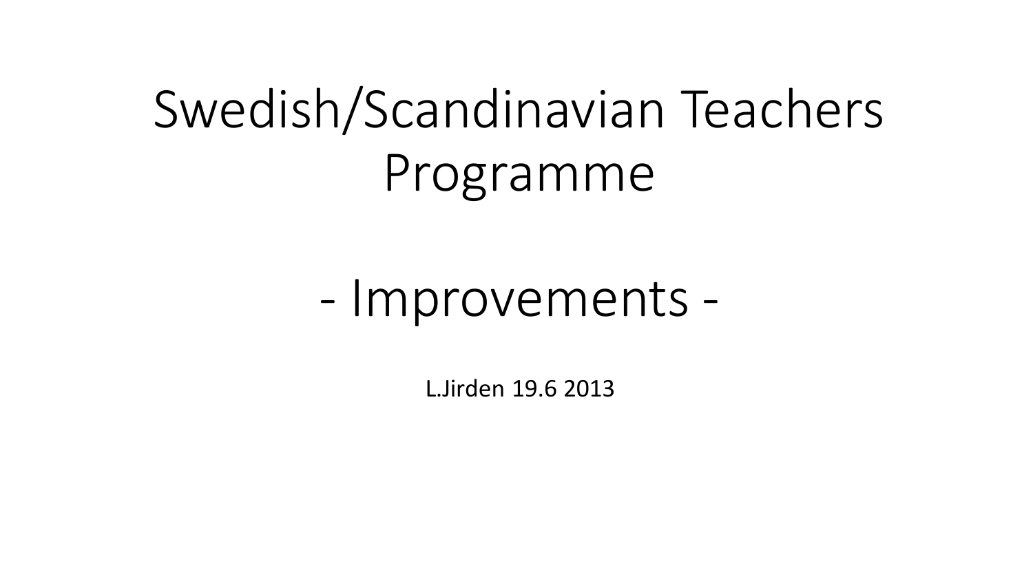# Swedish/Scandinavian Teachers Programme

## - Improvements -

L.Jirden 19.6 2013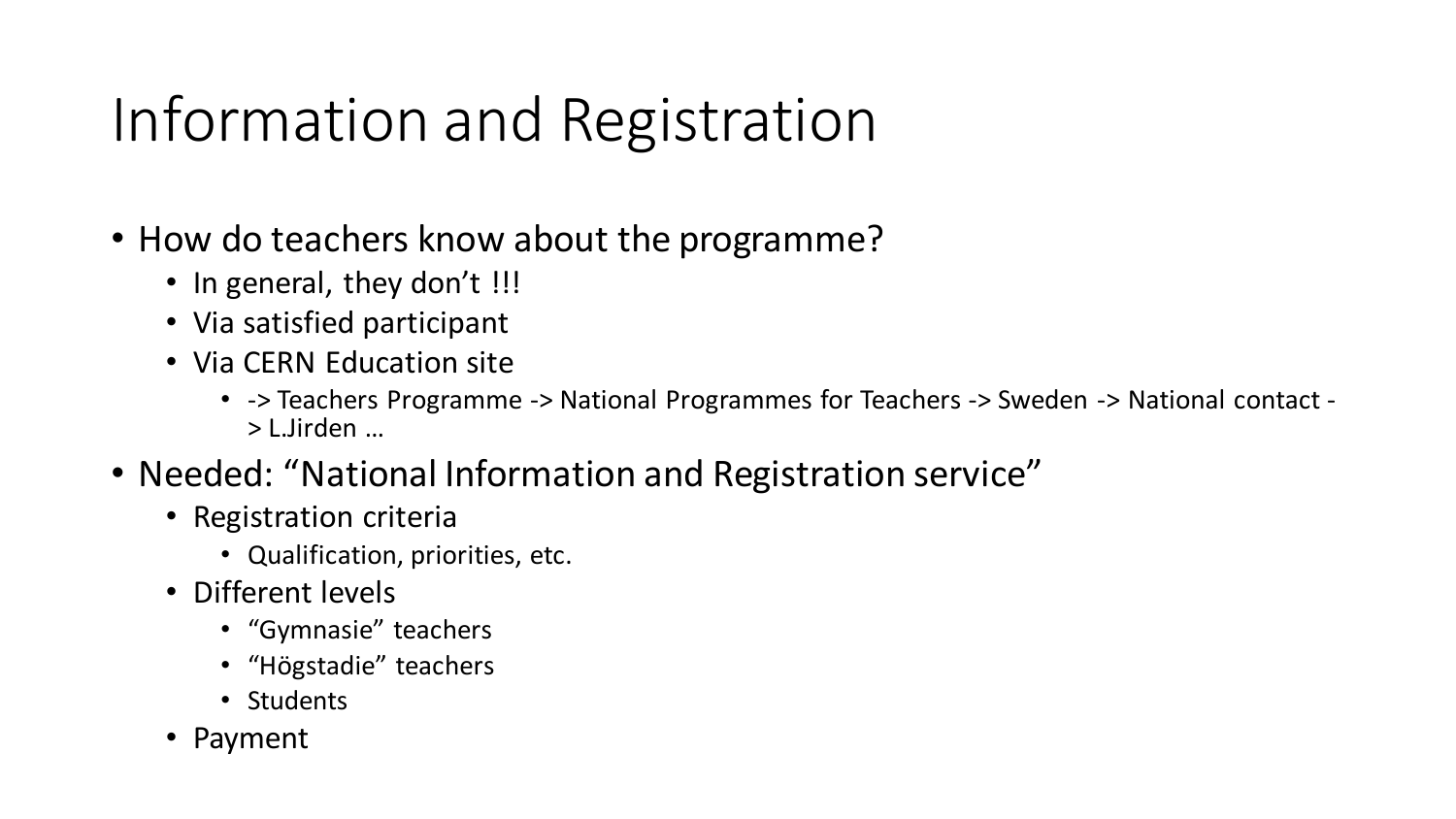# Information and Registration

- How do teachers know about the programme?
  - In general, they don't !!!
  - Via satisfied participant
  - Via CERN Education site
    - -> Teachers Programme -> National Programmes for Teachers -> Sweden -> National contact -> L.Jirden …
- Needed: "National Information and Registration service"
  - Registration criteria
    - Qualification, priorities, etc.
  - Different levels
    - "Gymnasie" teachers
    - "Högstadie" teachers
    - Students
  - Payment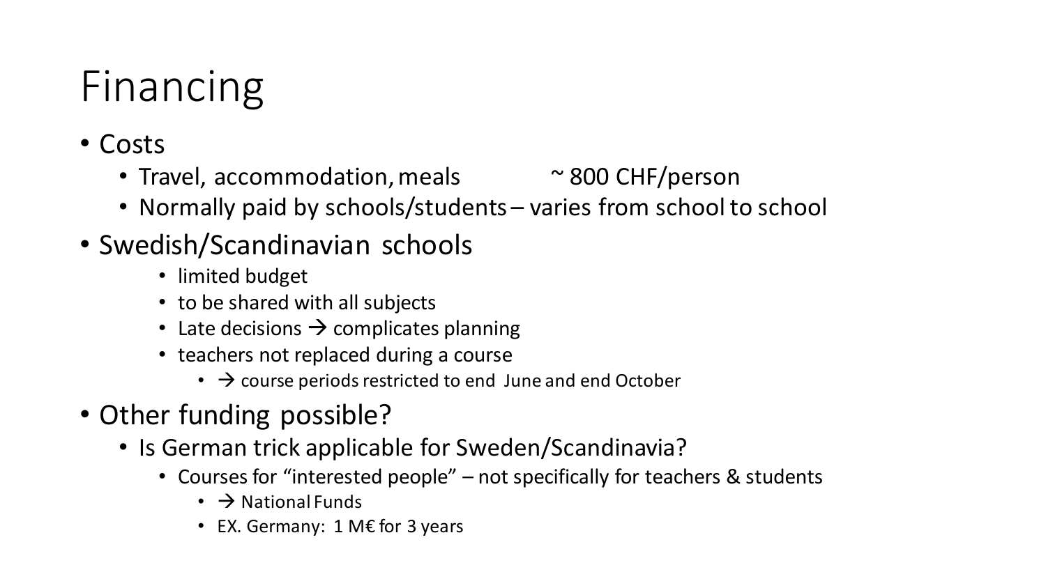# Financing

- Costs
  - Travel, accommodation, meals ~ 800 CHF/person
  - Normally paid by schools/students – varies from school to school
- Swedish/Scandinavian schools
  - limited budget
  - to be shared with all subjects
  - Late decisions → complicates planning
  - teachers not replaced during a course
    - → course periods restricted to end June and end October
- Other funding possible?
  - Is German trick applicable for Sweden/Scandinavia?
    - Courses for “interested people” – not specifically for teachers & students
      - → National Funds
      - EX. Germany: 1 M€ for 3 years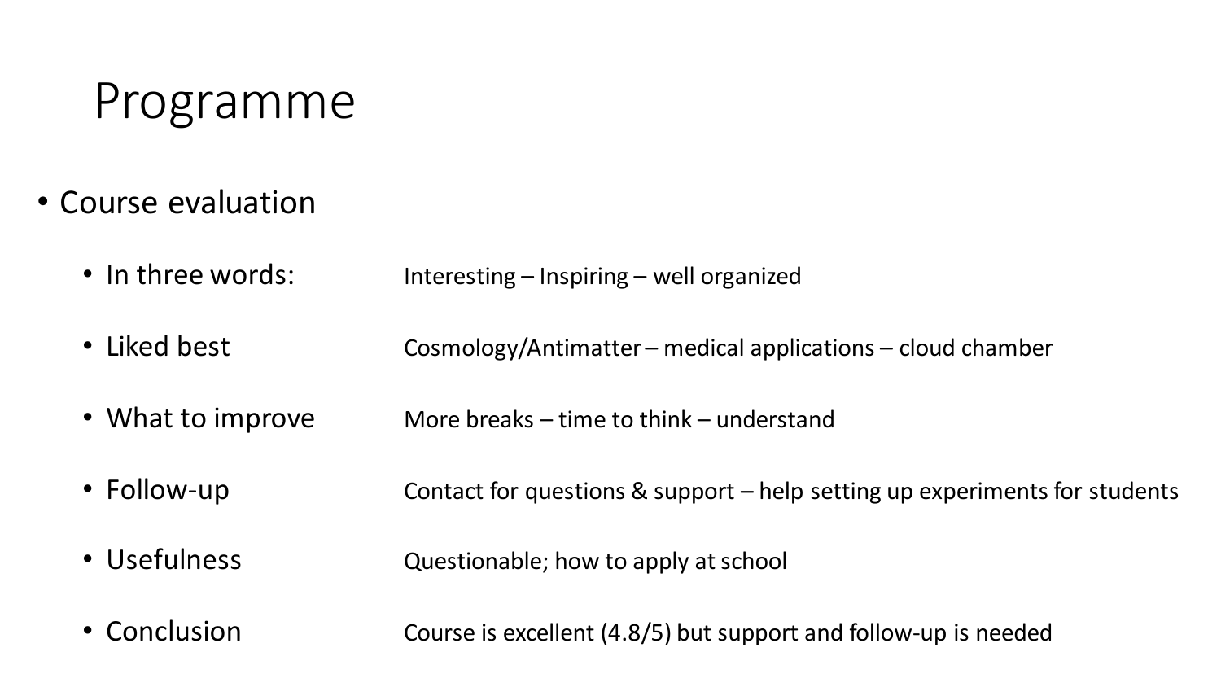# Programme

- Course evaluation
  - In three words: Interesting – Inspiring – well organized
  - Liked best: Cosmology/Antimatter – medical applications – cloud chamber
  - What to improve: More breaks – time to think – understand
  - Follow-up: Contact for questions & support – help setting up experiments for students
  - Usefulness: Questionable; how to apply at school
  - Conclusion: Course is excellent (4.8/5) but support and follow-up is needed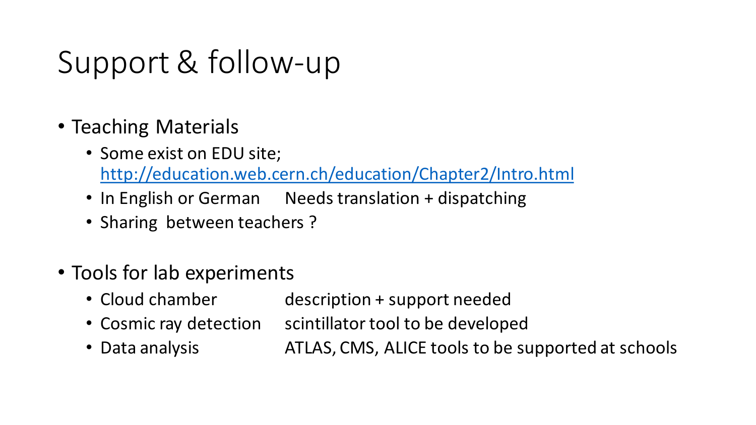# Support & follow-up

- Teaching Materials
  - Some exist on EDU site; http://education.web.cern.ch/education/Chapter2/Intro.html
  - In English or German Needs translation + dispatching
  - Sharing between teachers ?

- Tools for lab experiments
  - Cloud chamber description + support needed
  - Cosmic ray detection scintillator tool to be developed
  - Data analysis ATLAS, CMS, ALICE tools to be supported at schools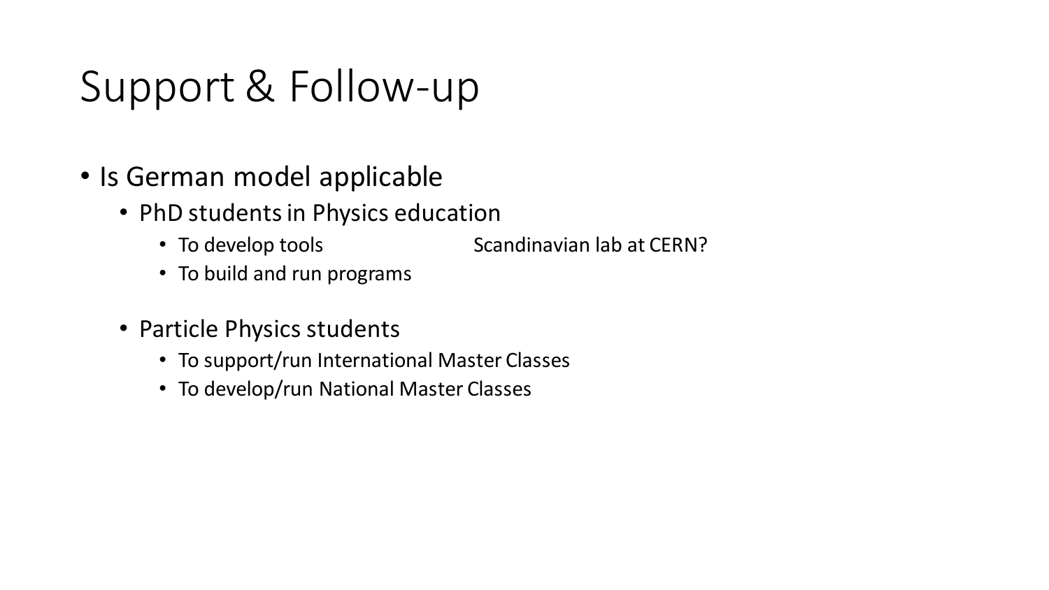# Support & Follow-up

- Is German model applicable
  - PhD students in Physics education
    - To develop tools
    - To build and run programs

    Scandinavian lab at CERN?

  - Particle Physics students
    - To support/run International Master Classes
    - To develop/run National Master Classes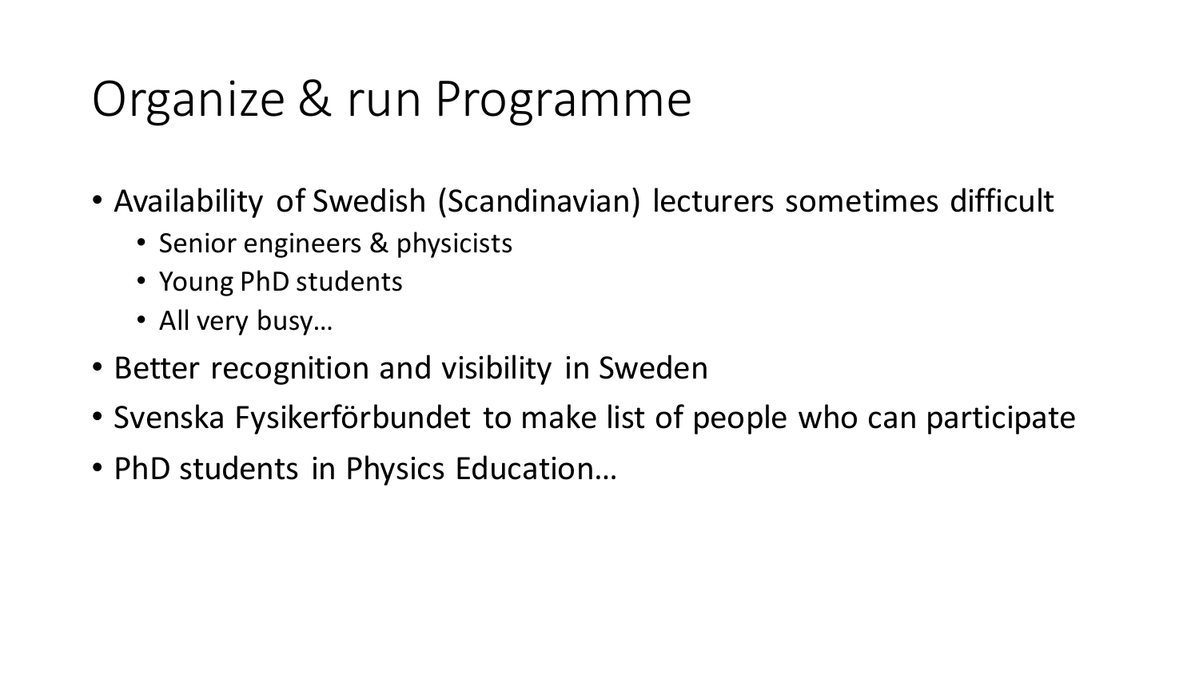# Organize & run Programme

- Availability of Swedish (Scandinavian) lecturers sometimes difficult
  - Senior engineers & physicists
  - Young PhD students
  - All very busy…
- Better recognition and visibility in Sweden
- Svenska Fysikerförbundet to make list of people who can participate
- PhD students in Physics Education…